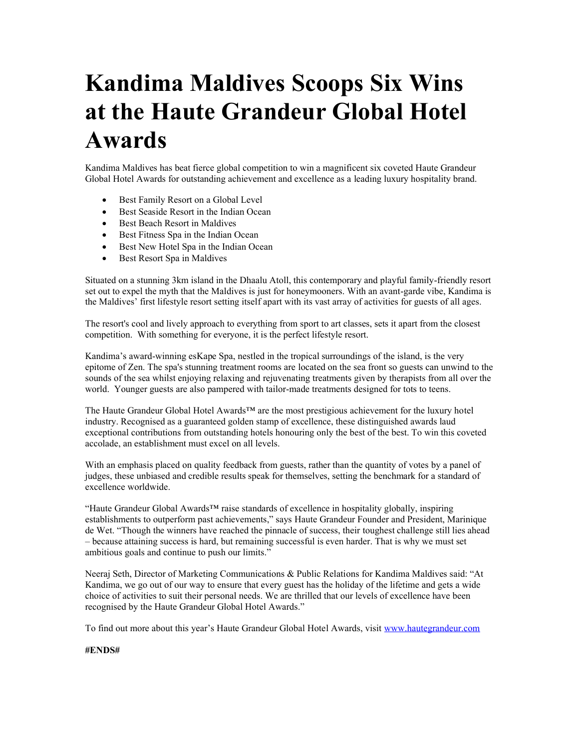# Kandima Maldives Scoops Six Wins at the Haute Grandeur Global Hotel Awards

Kandima Maldives has beat fierce global competition to win a magnificent six coveted Haute Grandeur Global Hotel Awards for outstanding achievement and excellence as a leading luxury hospitality brand.

- Best Family Resort on a Global Level
- Best Seaside Resort in the Indian Ocean
- Best Beach Resort in Maldives
- Best Fitness Spa in the Indian Ocean
- Best New Hotel Spa in the Indian Ocean
- Best Resort Spa in Maldives

Situated on a stunning 3km island in the Dhaalu Atoll, this contemporary and playful family-friendly resort set out to expel the myth that the Maldives is just for honeymooners. With an avant-garde vibe, Kandima is the Maldives' first lifestyle resort setting itself apart with its vast array of activities for guests of all ages.

The resort's cool and lively approach to everything from sport to art classes, sets it apart from the closest competition. With something for everyone, it is the perfect lifestyle resort.

Kandima's award-winning esKape Spa, nestled in the tropical surroundings of the island, is the very epitome of Zen. The spa's stunning treatment rooms are located on the sea front so guests can unwind to the sounds of the sea whilst enjoying relaxing and rejuvenating treatments given by therapists from all over the world. Younger guests are also pampered with tailor-made treatments designed for tots to teens.

The Haute Grandeur Global Hotel Awards™ are the most prestigious achievement for the luxury hotel industry. Recognised as a guaranteed golden stamp of excellence, these distinguished awards laud exceptional contributions from outstanding hotels honouring only the best of the best. To win this coveted accolade, an establishment must excel on all levels.

With an emphasis placed on quality feedback from guests, rather than the quantity of votes by a panel of judges, these unbiased and credible results speak for themselves, setting the benchmark for a standard of excellence worldwide.

"Haute Grandeur Global Awards™ raise standards of excellence in hospitality globally, inspiring establishments to outperform past achievements," says Haute Grandeur Founder and President, Marinique de Wet. "Though the winners have reached the pinnacle of success, their toughest challenge still lies ahead – because attaining success is hard, but remaining successful is even harder. That is why we must set ambitious goals and continue to push our limits."

Neeraj Seth, Director of Marketing Communications & Public Relations for Kandima Maldives said: "At Kandima, we go out of our way to ensure that every guest has the holiday of the lifetime and gets a wide choice of activities to suit their personal needs. We are thrilled that our levels of excellence have been recognised by the Haute Grandeur Global Hotel Awards."

To find out more about this year's Haute Grandeur Global Hotel Awards, visit [www.hautegrandeur.com](http://www.hautegrandeur.com)

**#ENDS#**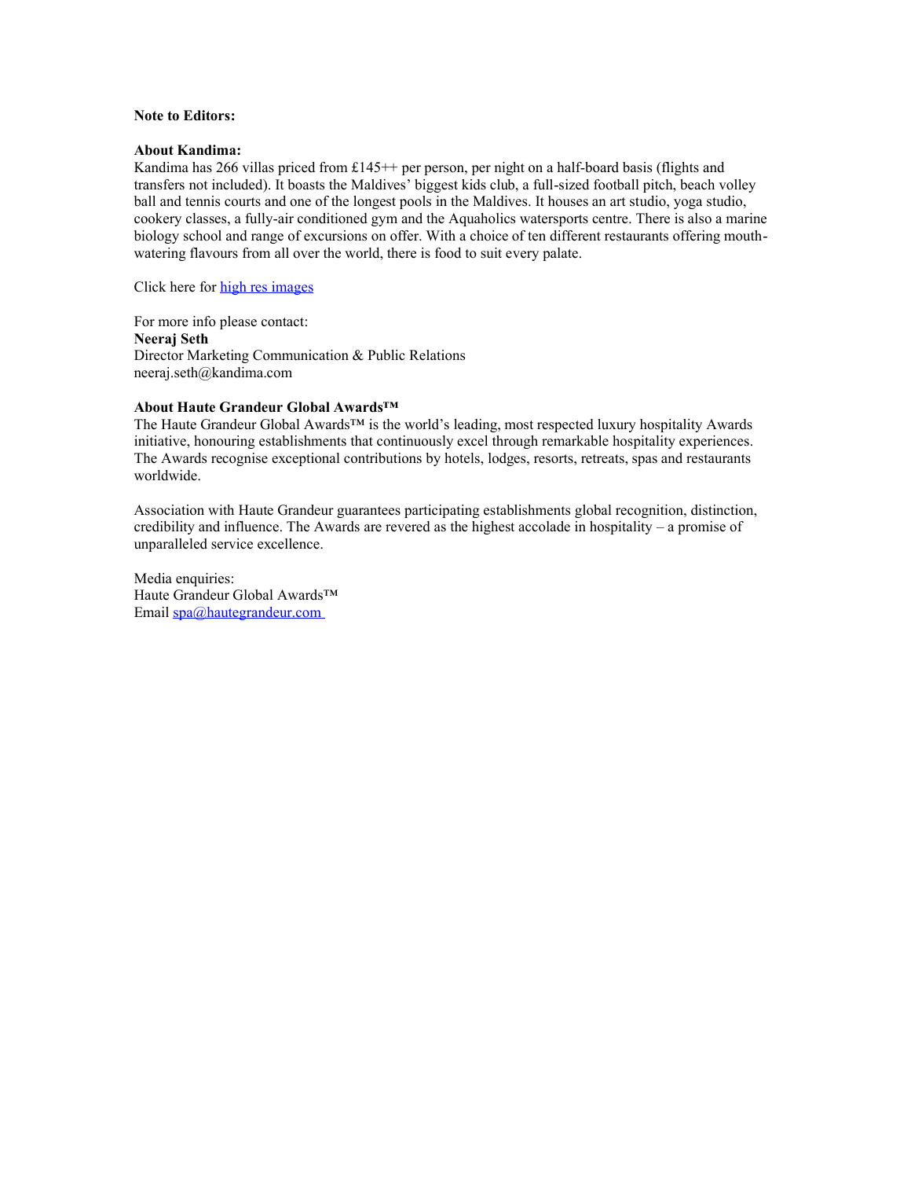**Note to Editors:**

**About Kandima:**

Kandima has 266 villas priced from £145++ per person, per night on a half-board basis (flights and transfers not included). It boasts the Maldives' biggest kids club, a full-sized football pitch, beach volley ball and tennis courts and one of the longest pools in the Maldives. It houses an art studio, yoga studio, cookery classes, a fully-air conditioned gym and the Aquaholics watersports centre. There is also a marine biology school and range of excursions on offer. With a choice of ten different restaurants offering mouth-watering flavours from all over the world, there is food to suit every palate.

Click here for [high res images]()

For more info please contact:

**Neeraj Seth**

Director Marketing Communication & Public Relations

neeraj.seth@kandima.com

**About Haute Grandeur Global Awards™**

The Haute Grandeur Global Awards™ is the world's leading, most respected luxury hospitality Awards initiative, honouring establishments that continuously excel through remarkable hospitality experiences. The Awards recognise exceptional contributions by hotels, lodges, resorts, retreats, spas and restaurants worldwide.

Association with Haute Grandeur guarantees participating establishments global recognition, distinction, credibility and influence. The Awards are revered as the highest accolade in hospitality – a promise of unparalleled service excellence.

Media enquiries:

Haute Grandeur Global Awards™

Email [spa@hautegrandeur.com](mailto:spa@hautegrandeur.com)